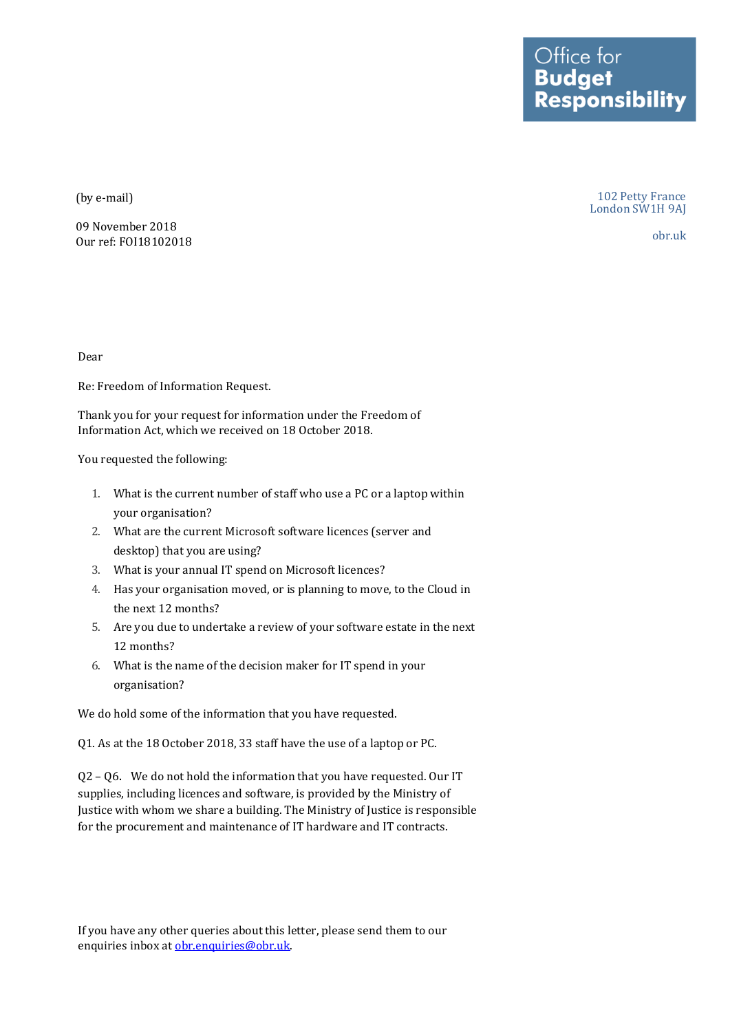Office for **Budget Responsibility**

102 Petty France
London SW1H 9AJ

obr.uk

(by e-mail)

09 November 2018
Our ref: FOI18102018

Dear

Re: Freedom of Information Request.

Thank you for your request for information under the Freedom of Information Act, which we received on 18 October 2018.

You requested the following:

1. What is the current number of staff who use a PC or a laptop within your organisation?
2. What are the current Microsoft software licences (server and desktop) that you are using?
3. What is your annual IT spend on Microsoft licences?
4. Has your organisation moved, or is planning to move, to the Cloud in the next 12 months?
5. Are you due to undertake a review of your software estate in the next 12 months?
6. What is the name of the decision maker for IT spend in your organisation?

We do hold some of the information that you have requested.

Q1. As at the 18 October 2018, 33 staff have the use of a laptop or PC.

Q2 – Q6. We do not hold the information that you have requested. Our IT supplies, including licences and software, is provided by the Ministry of Justice with whom we share a building. The Ministry of Justice is responsible for the procurement and maintenance of IT hardware and IT contracts.

If you have any other queries about this letter, please send them to our enquiries inbox at obr.enquiries@obr.uk.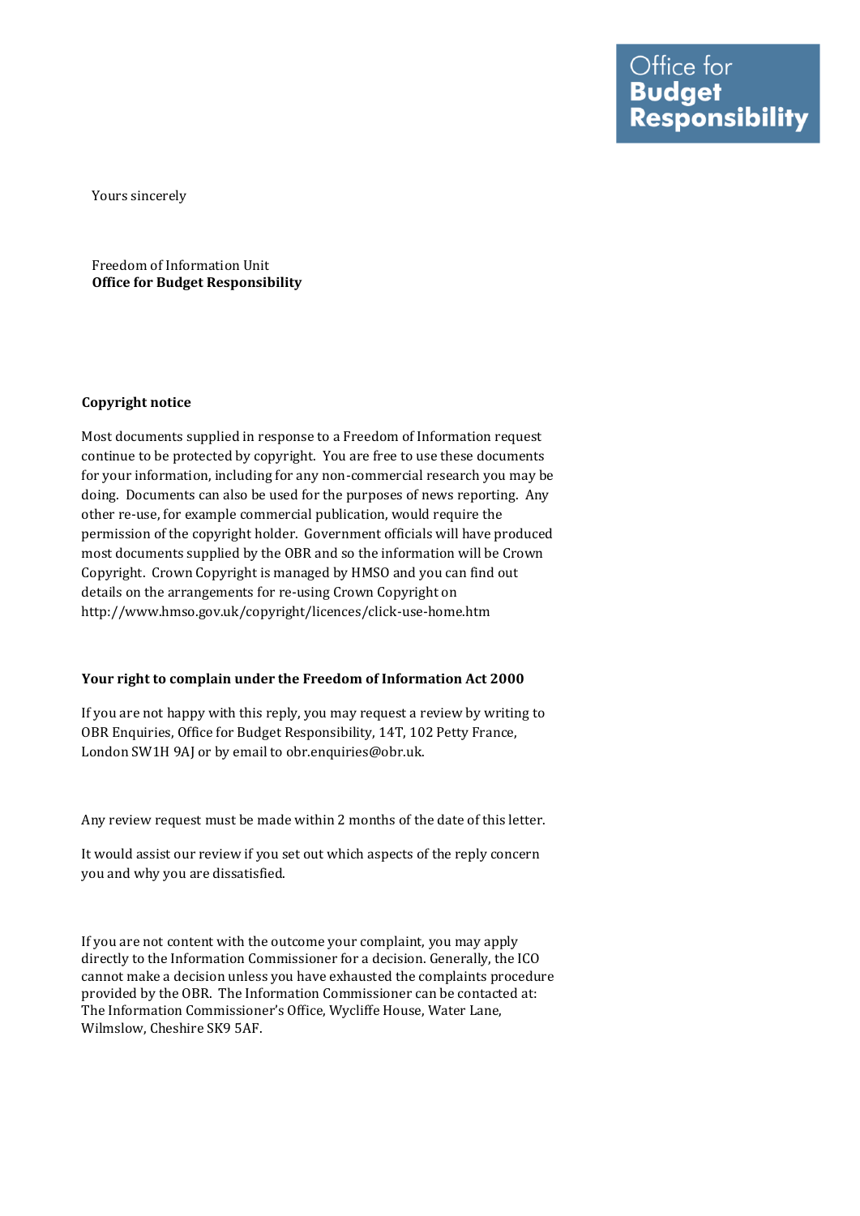Yours sincerely

Freedom of Information Unit
**Office for Budget Responsibility**

**Copyright notice**

Most documents supplied in response to a Freedom of Information request continue to be protected by copyright. You are free to use these documents for your information, including for any non-commercial research you may be doing. Documents can also be used for the purposes of news reporting. Any other re-use, for example commercial publication, would require the permission of the copyright holder. Government officials will have produced most documents supplied by the OBR and so the information will be Crown Copyright. Crown Copyright is managed by HMSO and you can find out details on the arrangements for re-using Crown Copyright on http://www.hmso.gov.uk/copyright/licences/click-use-home.htm

**Your right to complain under the Freedom of Information Act 2000**

If you are not happy with this reply, you may request a review by writing to OBR Enquiries, Office for Budget Responsibility, 14T, 102 Petty France, London SW1H 9AJ or by email to obr.enquiries@obr.uk.

Any review request must be made within 2 months of the date of this letter.

It would assist our review if you set out which aspects of the reply concern you and why you are dissatisfied.

If you are not content with the outcome your complaint, you may apply directly to the Information Commissioner for a decision. Generally, the ICO cannot make a decision unless you have exhausted the complaints procedure provided by the OBR. The Information Commissioner can be contacted at: The Information Commissioner's Office, Wycliffe House, Water Lane, Wilmslow, Cheshire SK9 5AF.